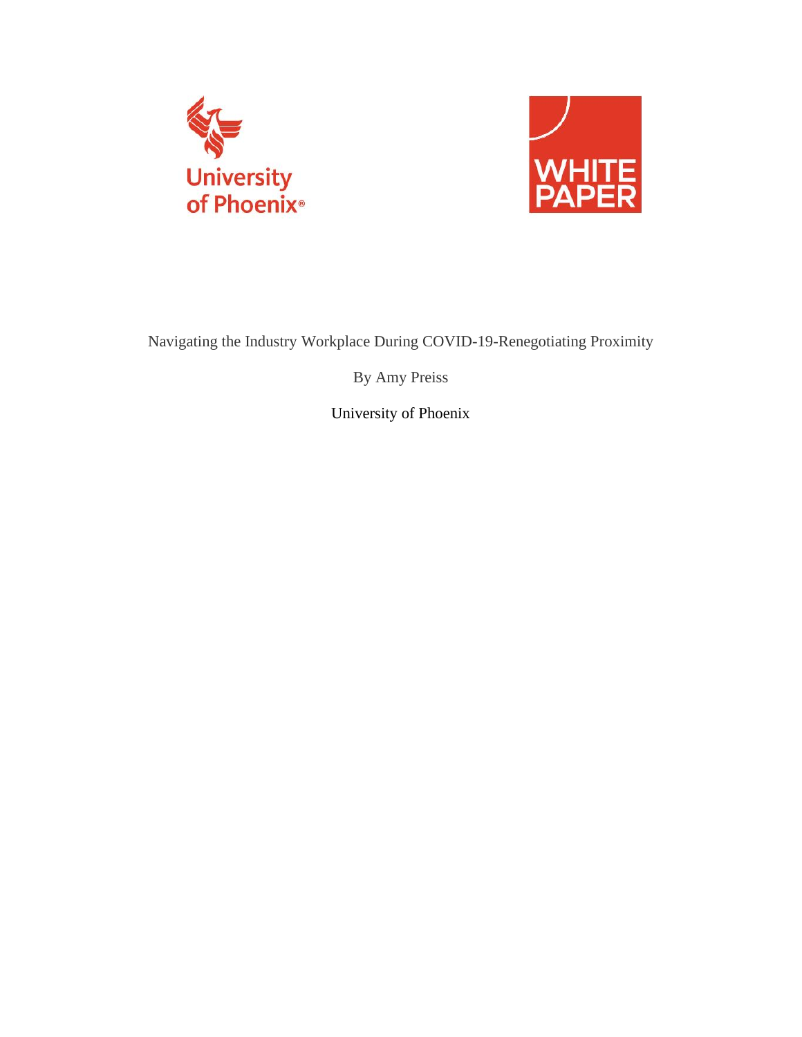Navigating the Industry Workplace During COVID-19-Renegotiating Proximity

By Amy Preiss

University of Phoenix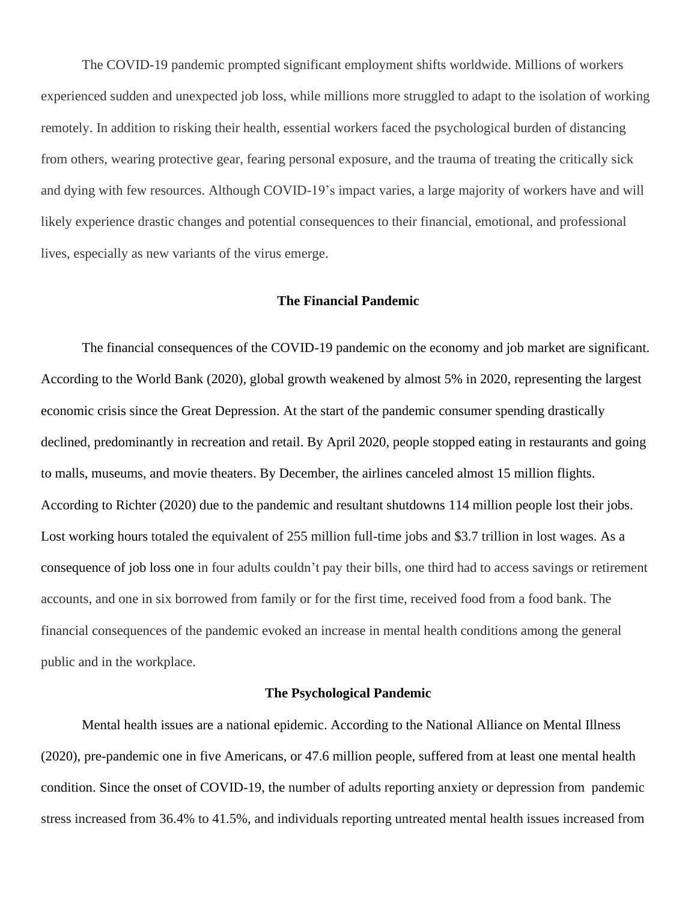The COVID-19 pandemic prompted significant employment shifts worldwide. Millions of workers experienced sudden and unexpected job loss, while millions more struggled to adapt to the isolation of working remotely. In addition to risking their health, essential workers faced the psychological burden of distancing from others, wearing protective gear, fearing personal exposure, and the trauma of treating the critically sick and dying with few resources. Although COVID-19's impact varies, a large majority of workers have and will likely experience drastic changes and potential consequences to their financial, emotional, and professional lives, especially as new variants of the virus emerge.

## The Financial Pandemic

The financial consequences of the COVID-19 pandemic on the economy and job market are significant. According to the World Bank (2020), global growth weakened by almost 5% in 2020, representing the largest economic crisis since the Great Depression. At the start of the pandemic consumer spending drastically declined, predominantly in recreation and retail. By April 2020, people stopped eating in restaurants and going to malls, museums, and movie theaters. By December, the airlines canceled almost 15 million flights. According to Richter (2020) due to the pandemic and resultant shutdowns 114 million people lost their jobs. Lost working hours totaled the equivalent of 255 million full-time jobs and $3.7 trillion in lost wages. As a consequence of job loss one in four adults couldn't pay their bills, one third had to access savings or retirement accounts, and one in six borrowed from family or for the first time, received food from a food bank. The financial consequences of the pandemic evoked an increase in mental health conditions among the general public and in the workplace.

## The Psychological Pandemic

Mental health issues are a national epidemic. According to the National Alliance on Mental Illness (2020), pre-pandemic one in five Americans, or 47.6 million people, suffered from at least one mental health condition. Since the onset of COVID-19, the number of adults reporting anxiety or depression from pandemic stress increased from 36.4% to 41.5%, and individuals reporting untreated mental health issues increased from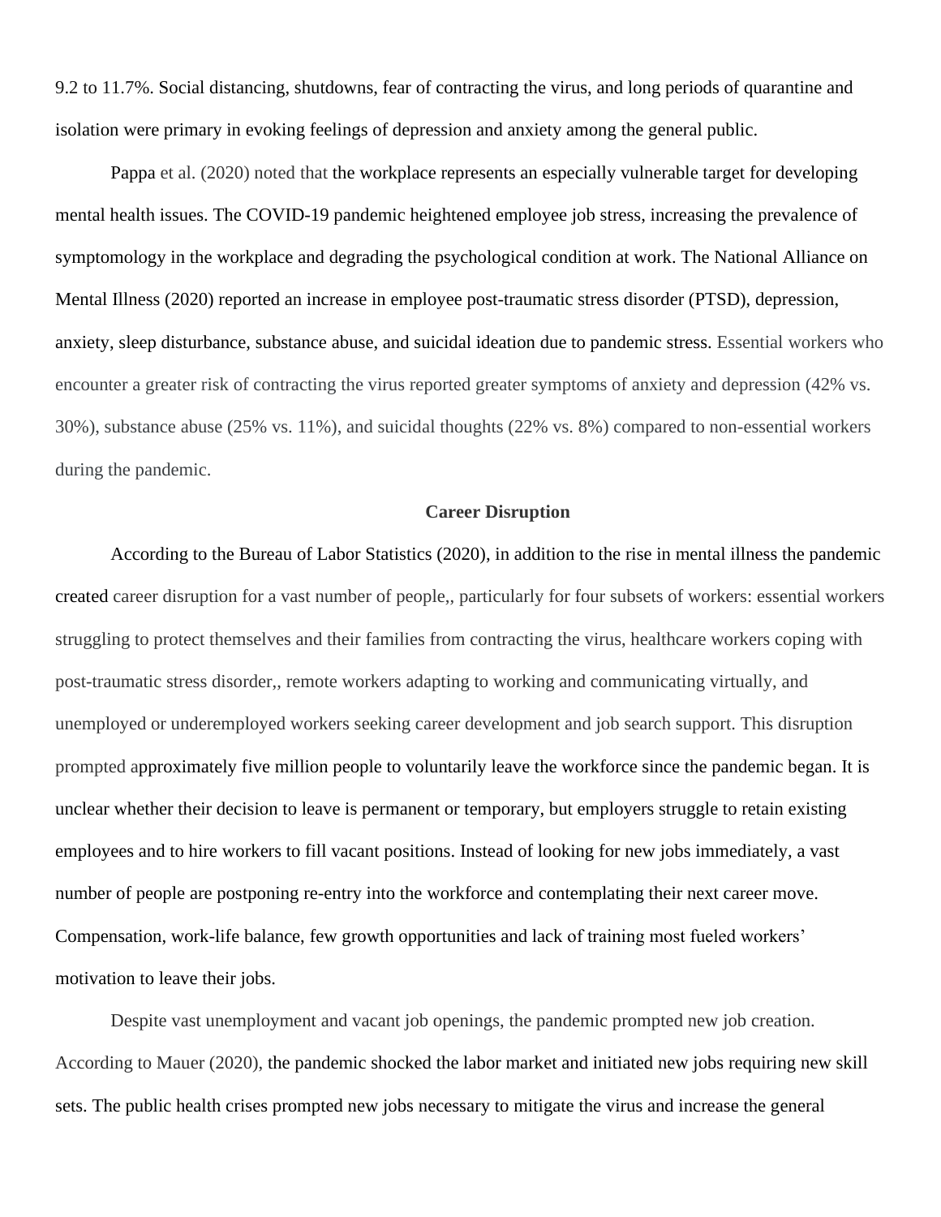9.2 to 11.7%. Social distancing, shutdowns, fear of contracting the virus, and long periods of quarantine and isolation were primary in evoking feelings of depression and anxiety among the general public.

Pappa et al. (2020) noted that the workplace represents an especially vulnerable target for developing mental health issues. The COVID-19 pandemic heightened employee job stress, increasing the prevalence of symptomology in the workplace and degrading the psychological condition at work. The National Alliance on Mental Illness (2020) reported an increase in employee post-traumatic stress disorder (PTSD), depression, anxiety, sleep disturbance, substance abuse, and suicidal ideation due to pandemic stress. Essential workers who encounter a greater risk of contracting the virus reported greater symptoms of anxiety and depression (42% vs. 30%), substance abuse (25% vs. 11%), and suicidal thoughts (22% vs. 8%) compared to non-essential workers during the pandemic.

## Career Disruption

According to the Bureau of Labor Statistics (2020), in addition to the rise in mental illness the pandemic created career disruption for a vast number of people,, particularly for four subsets of workers: essential workers struggling to protect themselves and their families from contracting the virus, healthcare workers coping with post-traumatic stress disorder,, remote workers adapting to working and communicating virtually, and unemployed or underemployed workers seeking career development and job search support. This disruption prompted approximately five million people to voluntarily leave the workforce since the pandemic began. It is unclear whether their decision to leave is permanent or temporary, but employers struggle to retain existing employees and to hire workers to fill vacant positions. Instead of looking for new jobs immediately, a vast number of people are postponing re-entry into the workforce and contemplating their next career move. Compensation, work-life balance, few growth opportunities and lack of training most fueled workers' motivation to leave their jobs.

Despite vast unemployment and vacant job openings, the pandemic prompted new job creation. According to Mauer (2020), the pandemic shocked the labor market and initiated new jobs requiring new skill sets. The public health crises prompted new jobs necessary to mitigate the virus and increase the general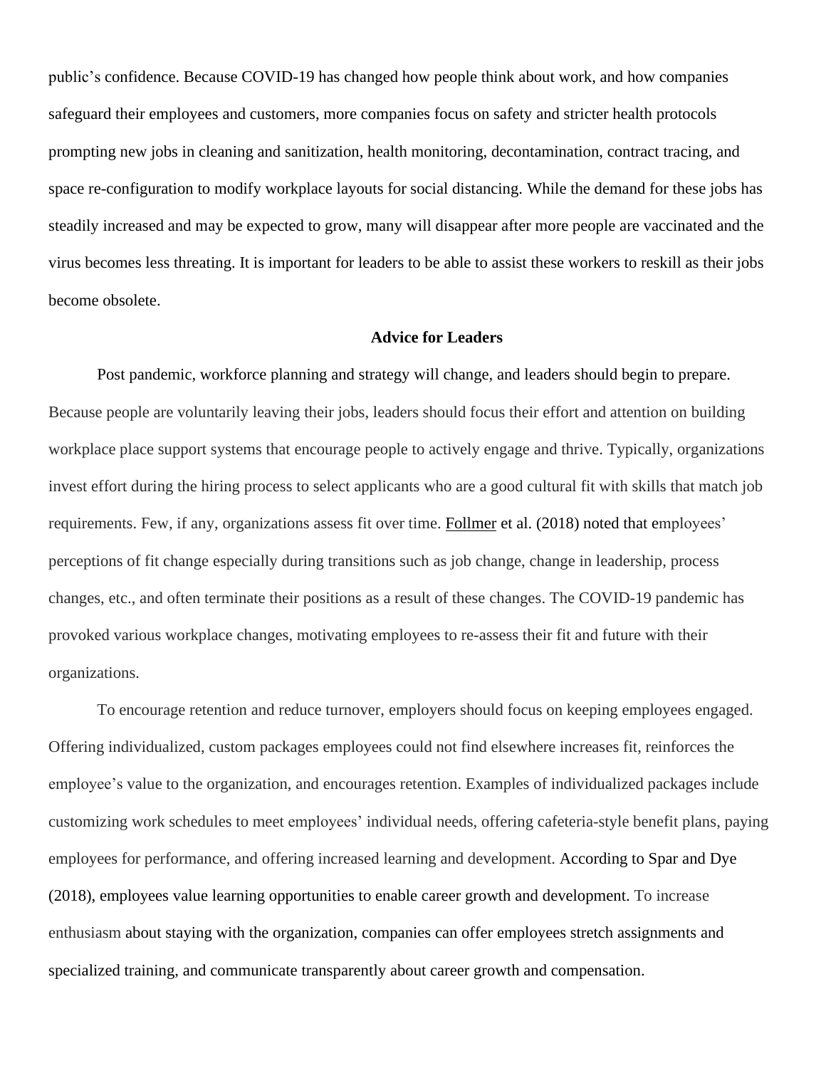public's confidence. Because COVID-19 has changed how people think about work, and how companies safeguard their employees and customers, more companies focus on safety and stricter health protocols prompting new jobs in cleaning and sanitization, health monitoring, decontamination, contract tracing, and space re-configuration to modify workplace layouts for social distancing. While the demand for these jobs has steadily increased and may be expected to grow, many will disappear after more people are vaccinated and the virus becomes less threating. It is important for leaders to be able to assist these workers to reskill as their jobs become obsolete.

## Advice for Leaders

Post pandemic, workforce planning and strategy will change, and leaders should begin to prepare. Because people are voluntarily leaving their jobs, leaders should focus their effort and attention on building workplace place support systems that encourage people to actively engage and thrive. Typically, organizations invest effort during the hiring process to select applicants who are a good cultural fit with skills that match job requirements. Few, if any, organizations assess fit over time. Follmer et al. (2018) noted that employees' perceptions of fit change especially during transitions such as job change, change in leadership, process changes, etc., and often terminate their positions as a result of these changes. The COVID-19 pandemic has provoked various workplace changes, motivating employees to re-assess their fit and future with their organizations.

To encourage retention and reduce turnover, employers should focus on keeping employees engaged. Offering individualized, custom packages employees could not find elsewhere increases fit, reinforces the employee's value to the organization, and encourages retention. Examples of individualized packages include customizing work schedules to meet employees' individual needs, offering cafeteria-style benefit plans, paying employees for performance, and offering increased learning and development. According to Spar and Dye (2018), employees value learning opportunities to enable career growth and development. To increase enthusiasm about staying with the organization, companies can offer employees stretch assignments and specialized training, and communicate transparently about career growth and compensation.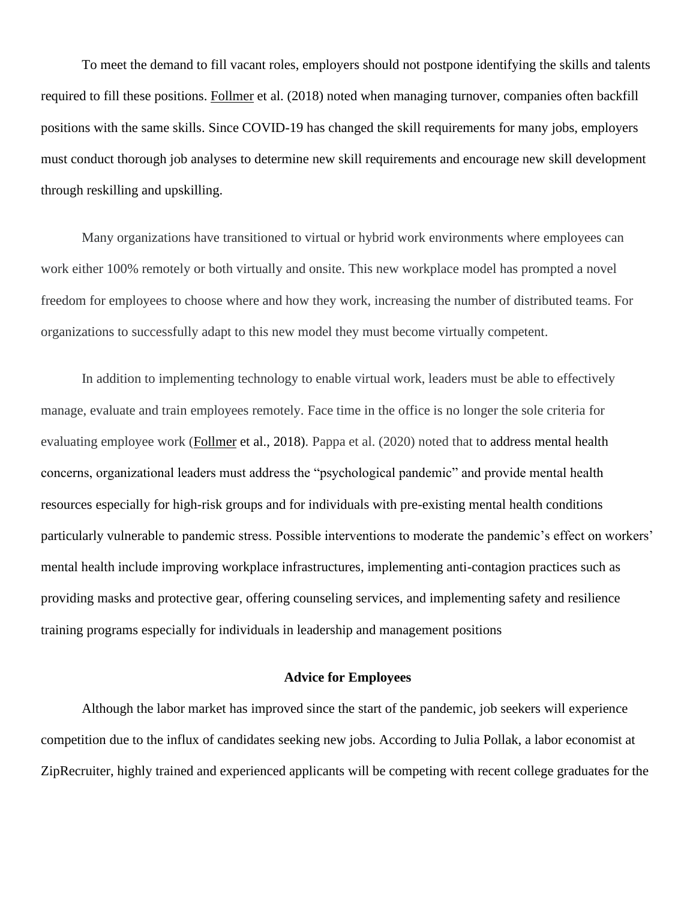To meet the demand to fill vacant roles, employers should not postpone identifying the skills and talents required to fill these positions. Follmer et al. (2018) noted when managing turnover, companies often backfill positions with the same skills. Since COVID-19 has changed the skill requirements for many jobs, employers must conduct thorough job analyses to determine new skill requirements and encourage new skill development through reskilling and upskilling.

Many organizations have transitioned to virtual or hybrid work environments where employees can work either 100% remotely or both virtually and onsite. This new workplace model has prompted a novel freedom for employees to choose where and how they work, increasing the number of distributed teams. For organizations to successfully adapt to this new model they must become virtually competent.

In addition to implementing technology to enable virtual work, leaders must be able to effectively manage, evaluate and train employees remotely. Face time in the office is no longer the sole criteria for evaluating employee work (Follmer et al., 2018). Pappa et al. (2020) noted that to address mental health concerns, organizational leaders must address the "psychological pandemic" and provide mental health resources especially for high-risk groups and for individuals with pre-existing mental health conditions particularly vulnerable to pandemic stress. Possible interventions to moderate the pandemic's effect on workers' mental health include improving workplace infrastructures, implementing anti-contagion practices such as providing masks and protective gear, offering counseling services, and implementing safety and resilience training programs especially for individuals in leadership and management positions

## Advice for Employees

Although the labor market has improved since the start of the pandemic, job seekers will experience competition due to the influx of candidates seeking new jobs. According to Julia Pollak, a labor economist at ZipRecruiter, highly trained and experienced applicants will be competing with recent college graduates for the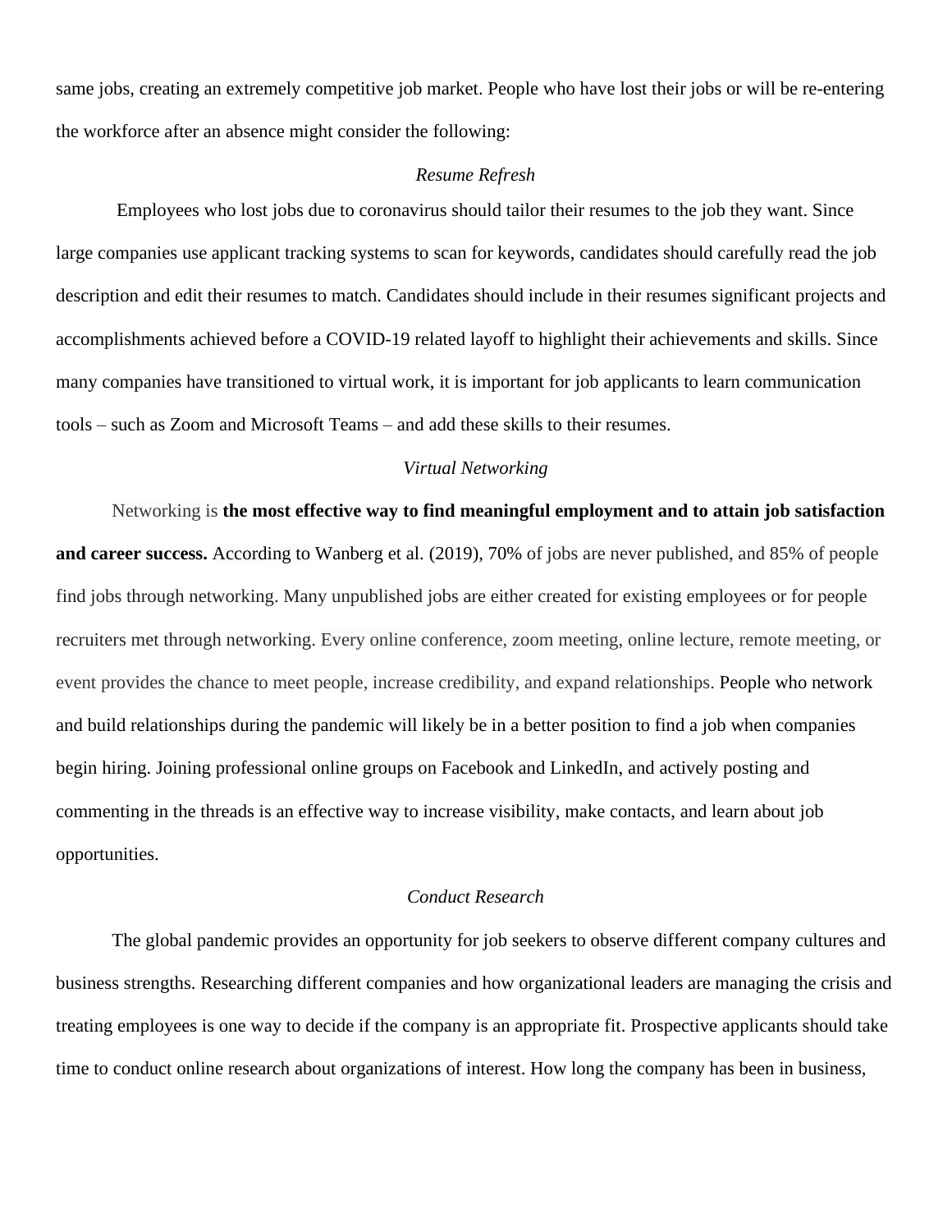same jobs, creating an extremely competitive job market. People who have lost their jobs or will be re-entering the workforce after an absence might consider the following:

### *Resume Refresh*

Employees who lost jobs due to coronavirus should tailor their resumes to the job they want. Since large companies use applicant tracking systems to scan for keywords, candidates should carefully read the job description and edit their resumes to match. Candidates should include in their resumes significant projects and accomplishments achieved before a COVID-19 related layoff to highlight their achievements and skills. Since many companies have transitioned to virtual work, it is important for job applicants to learn communication tools – such as Zoom and Microsoft Teams – and add these skills to their resumes.

### *Virtual Networking*

Networking is **the most effective way to find meaningful employment and to attain job satisfaction and career success.** According to Wanberg et al. (2019), 70% of jobs are never published, and 85% of people find jobs through networking. Many unpublished jobs are either created for existing employees or for people recruiters met through networking. Every online conference, zoom meeting, online lecture, remote meeting, or event provides the chance to meet people, increase credibility, and expand relationships. People who network and build relationships during the pandemic will likely be in a better position to find a job when companies begin hiring. Joining professional online groups on Facebook and LinkedIn, and actively posting and commenting in the threads is an effective way to increase visibility, make contacts, and learn about job opportunities.

### *Conduct Research*

The global pandemic provides an opportunity for job seekers to observe different company cultures and business strengths. Researching different companies and how organizational leaders are managing the crisis and treating employees is one way to decide if the company is an appropriate fit. Prospective applicants should take time to conduct online research about organizations of interest. How long the company has been in business,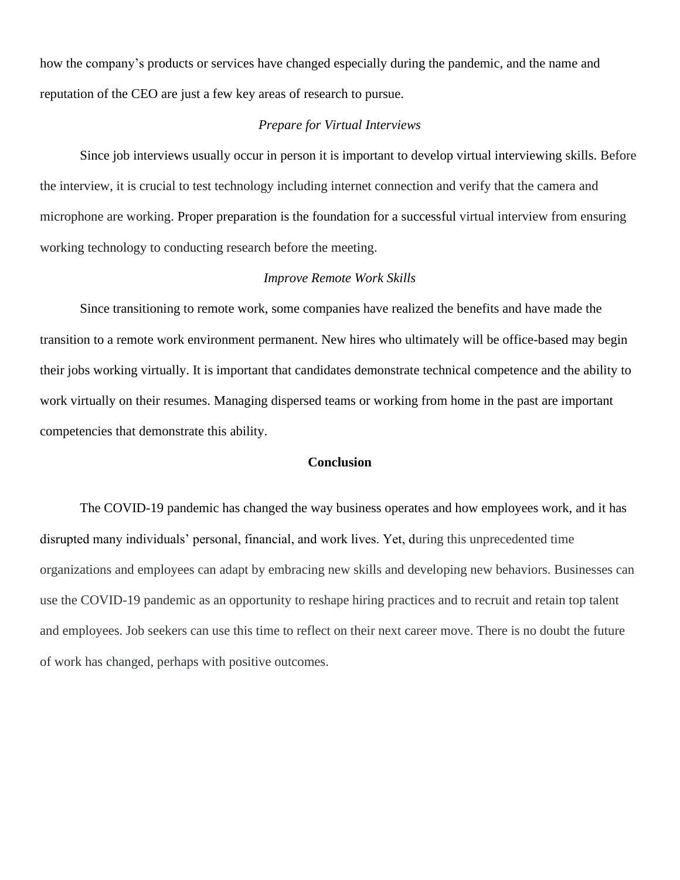how the company's products or services have changed especially during the pandemic, and the name and reputation of the CEO are just a few key areas of research to pursue.

### *Prepare for Virtual Interviews*

Since job interviews usually occur in person it is important to develop virtual interviewing skills. Before the interview, it is crucial to test technology including internet connection and verify that the camera and microphone are working. Proper preparation is the foundation for a successful virtual interview from ensuring working technology to conducting research before the meeting.

### *Improve Remote Work Skills*

Since transitioning to remote work, some companies have realized the benefits and have made the transition to a remote work environment permanent. New hires who ultimately will be office-based may begin their jobs working virtually. It is important that candidates demonstrate technical competence and the ability to work virtually on their resumes. Managing dispersed teams or working from home in the past are important competencies that demonstrate this ability.

## **Conclusion**

The COVID-19 pandemic has changed the way business operates and how employees work, and it has disrupted many individuals' personal, financial, and work lives. Yet, during this unprecedented time organizations and employees can adapt by embracing new skills and developing new behaviors. Businesses can use the COVID-19 pandemic as an opportunity to reshape hiring practices and to recruit and retain top talent and employees. Job seekers can use this time to reflect on their next career move. There is no doubt the future of work has changed, perhaps with positive outcomes.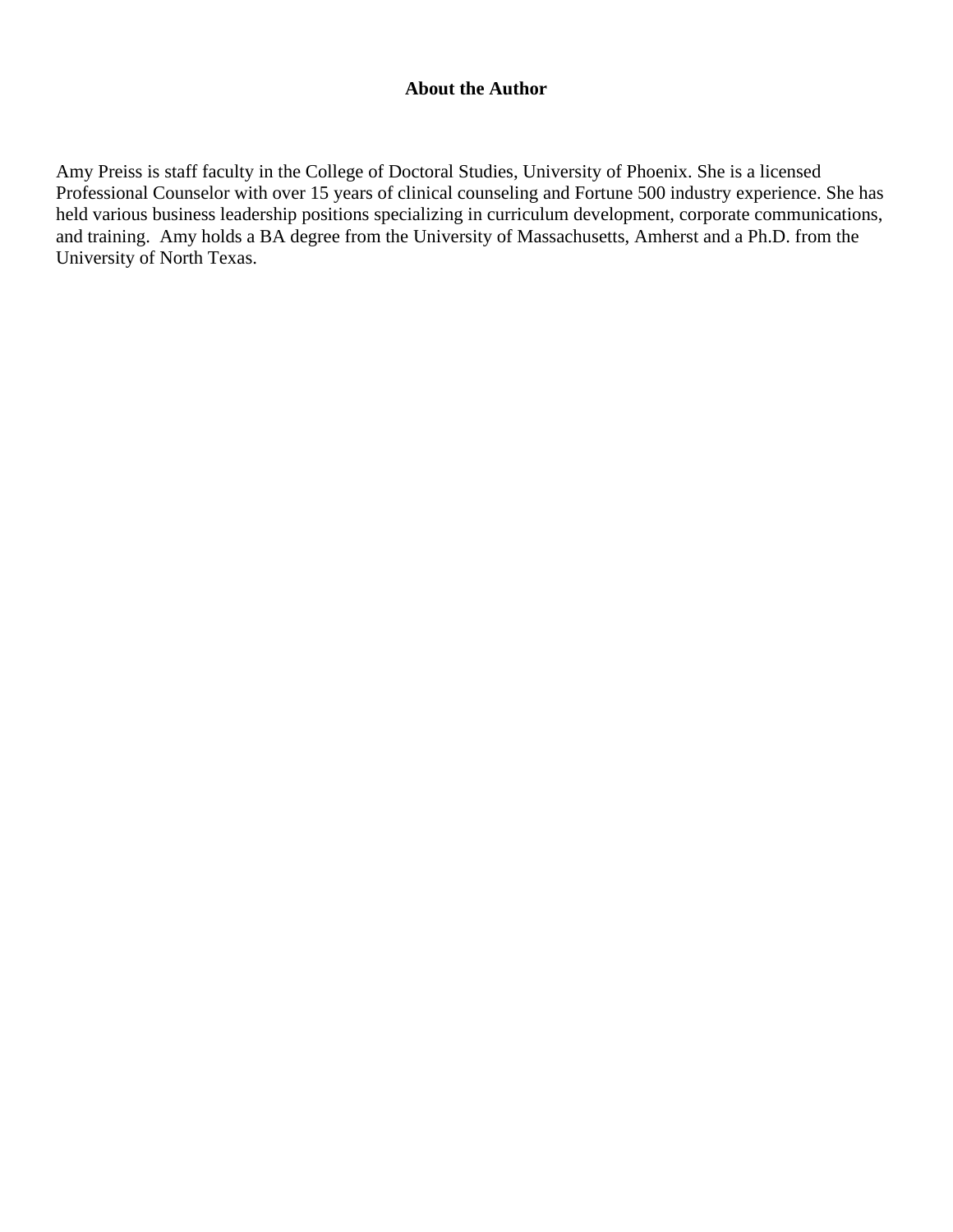## About the Author

Amy Preiss is staff faculty in the College of Doctoral Studies, University of Phoenix. She is a licensed Professional Counselor with over 15 years of clinical counseling and Fortune 500 industry experience. She has held various business leadership positions specializing in curriculum development, corporate communications, and training. Amy holds a BA degree from the University of Massachusetts, Amherst and a Ph.D. from the University of North Texas.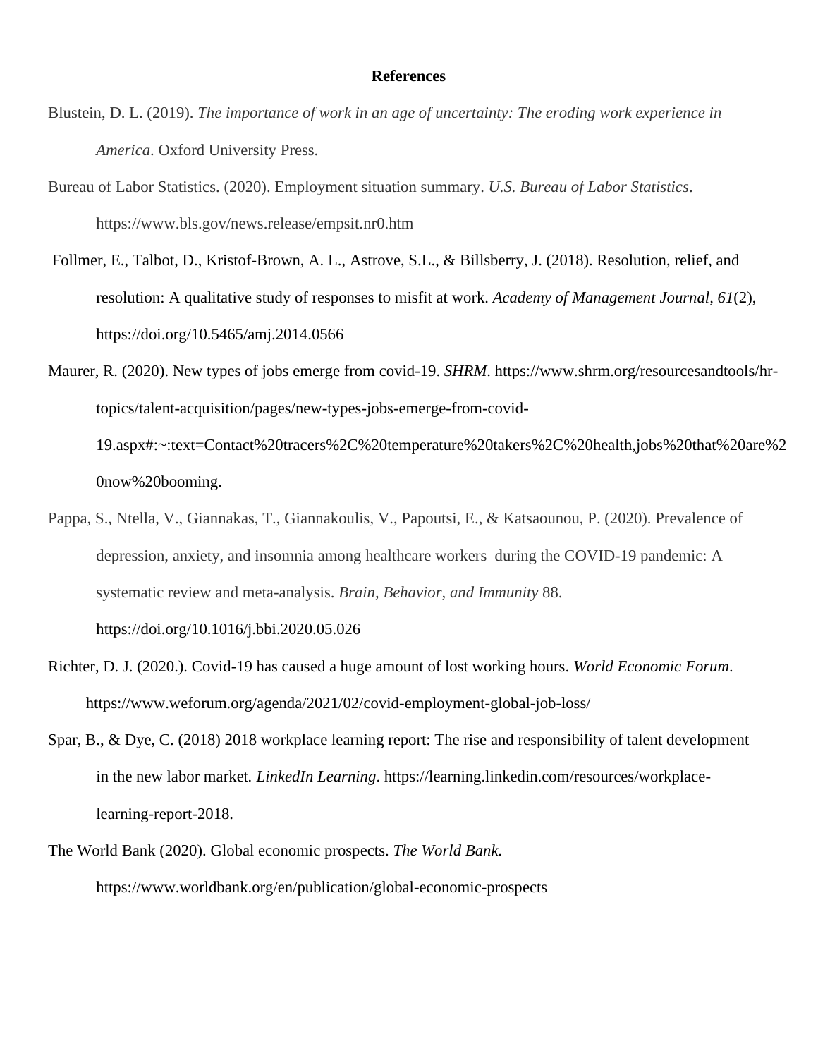**References**

Blustein, D. L. (2019). *The importance of work in an age of uncertainty: The eroding work experience in America*. Oxford University Press.

Bureau of Labor Statistics. (2020). Employment situation summary. *U.S. Bureau of Labor Statistics*. https://www.bls.gov/news.release/empsit.nr0.htm

Follmer, E., Talbot, D., Kristof-Brown, A. L., Astrove, S.L., & Billsberry, J. (2018). Resolution, relief, and resolution: A qualitative study of responses to misfit at work. *Academy of Management Journal*, *61*(2), https://doi.org/10.5465/amj.2014.0566

Maurer, R. (2020). New types of jobs emerge from covid-19. *SHRM*. https://www.shrm.org/resourcesandtools/hr-topics/talent-acquisition/pages/new-types-jobs-emerge-from-covid-19.aspx#:~:text=Contact%20tracers%2C%20temperature%20takers%2C%20health,jobs%20that%20are%20now%20booming.

Pappa, S., Ntella, V., Giannakas, T., Giannakoulis, V., Papoutsi, E., & Katsaounou, P. (2020). Prevalence of depression, anxiety, and insomnia among healthcare workers during the COVID-19 pandemic: A systematic review and meta-analysis. *Brain, Behavior, and Immunity* 88. https://doi.org/10.1016/j.bbi.2020.05.026

Richter, D. J. (2020.). Covid-19 has caused a huge amount of lost working hours. *World Economic Forum*. https://www.weforum.org/agenda/2021/02/covid-employment-global-job-loss/

Spar, B., & Dye, C. (2018) 2018 workplace learning report: The rise and responsibility of talent development in the new labor market. *LinkedIn Learning*. https://learning.linkedin.com/resources/workplace-learning-report-2018.

The World Bank (2020). Global economic prospects. *The World Bank.* https://www.worldbank.org/en/publication/global-economic-prospects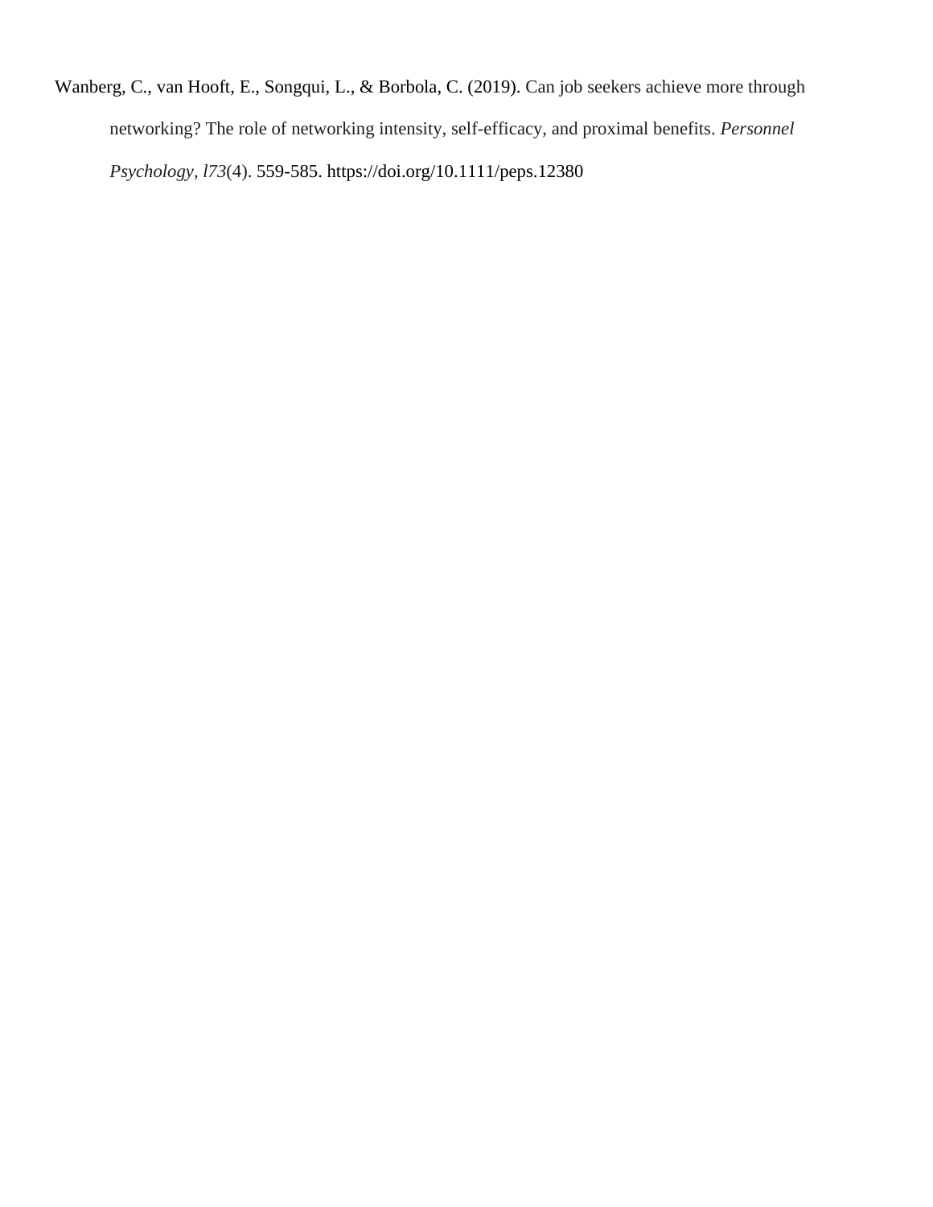Wanberg, C., van Hooft, E., Songqui, L., & Borbola, C. (2019). Can job seekers achieve more through networking? The role of networking intensity, self-efficacy, and proximal benefits. *Personnel Psychology*, *l73*(4). 559-585. https://doi.org/10.1111/peps.12380